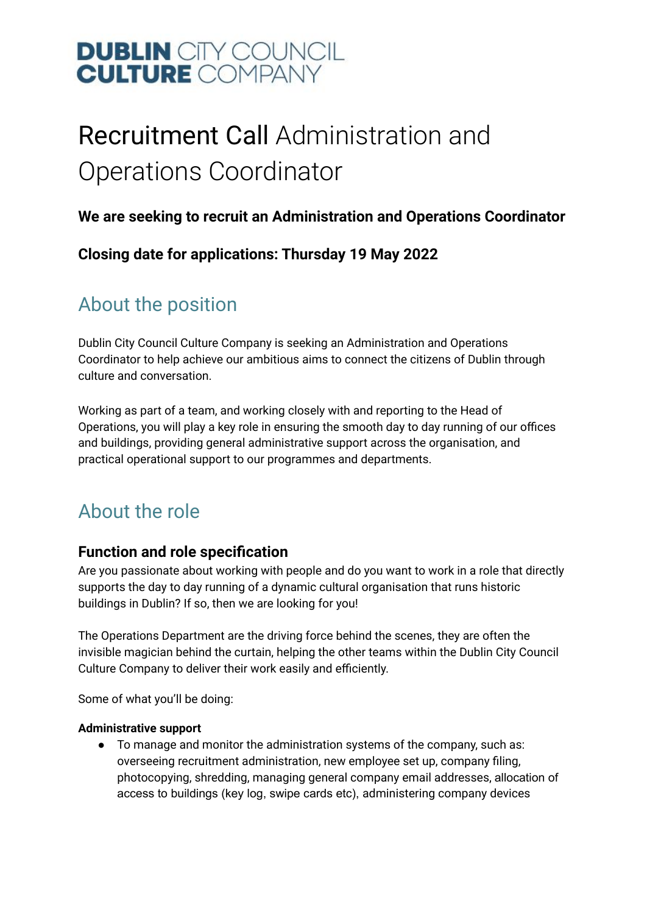**DUBLIN** CITY COUNCIL
**CULTURE** COMPANY

# Recruitment Call Administration and Operations Coordinator

**We are seeking to recruit an Administration and Operations Coordinator**

**Closing date for applications: Thursday 19 May 2022**

## About the position

Dublin City Council Culture Company is seeking an Administration and Operations Coordinator to help achieve our ambitious aims to connect the citizens of Dublin through culture and conversation.

Working as part of a team, and working closely with and reporting to the Head of Operations, you will play a key role in ensuring the smooth day to day running of our offices and buildings, providing general administrative support across the organisation, and practical operational support to our programmes and departments.

## About the role

### Function and role specification

Are you passionate about working with people and do you want to work in a role that directly supports the day to day running of a dynamic cultural organisation that runs historic buildings in Dublin? If so, then we are looking for you!

The Operations Department are the driving force behind the scenes, they are often the invisible magician behind the curtain, helping the other teams within the Dublin City Council Culture Company to deliver their work easily and efficiently.

Some of what you'll be doing:

**Administrative support**

- To manage and monitor the administration systems of the company, such as: overseeing recruitment administration, new employee set up, company filing, photocopying, shredding, managing general company email addresses, allocation of access to buildings (key log, swipe cards etc), administering company devices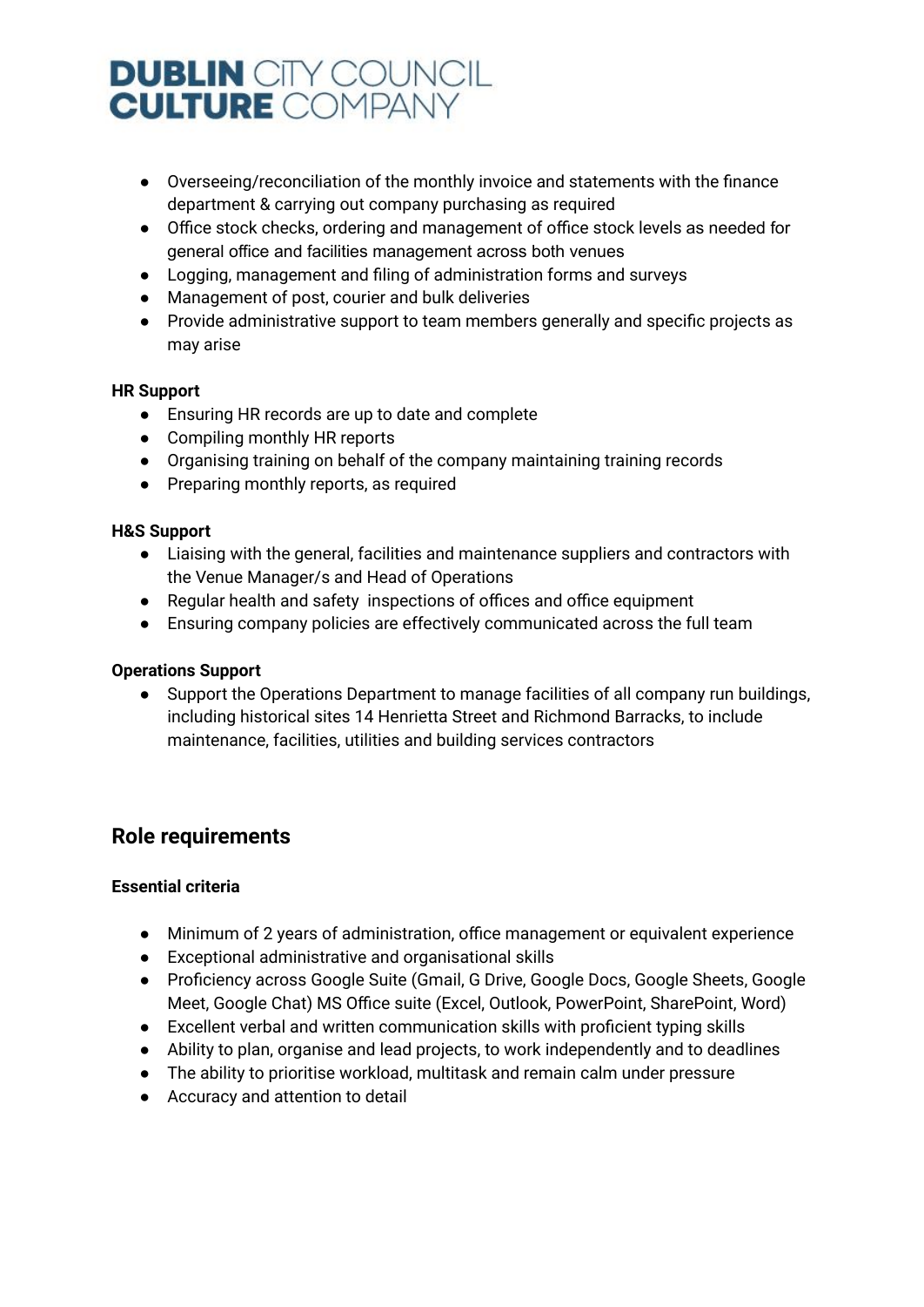- Overseeing/reconciliation of the monthly invoice and statements with the finance department & carrying out company purchasing as required
- Office stock checks, ordering and management of office stock levels as needed for general office and facilities management across both venues
- Logging, management and filing of administration forms and surveys
- Management of post, courier and bulk deliveries
- Provide administrative support to team members generally and specific projects as may arise

**HR Support**

- Ensuring HR records are up to date and complete
- Compiling monthly HR reports
- Organising training on behalf of the company maintaining training records
- Preparing monthly reports, as required

**H&S Support**

- Liaising with the general, facilities and maintenance suppliers and contractors with the Venue Manager/s and Head of Operations
- Regular health and safety inspections of offices and office equipment
- Ensuring company policies are effectively communicated across the full team

**Operations Support**

- Support the Operations Department to manage facilities of all company run buildings, including historical sites 14 Henrietta Street and Richmond Barracks, to include maintenance, facilities, utilities and building services contractors

## Role requirements

**Essential criteria**

- Minimum of 2 years of administration, office management or equivalent experience
- Exceptional administrative and organisational skills
- Proficiency across Google Suite (Gmail, G Drive, Google Docs, Google Sheets, Google Meet, Google Chat) MS Office suite (Excel, Outlook, PowerPoint, SharePoint, Word)
- Excellent verbal and written communication skills with proficient typing skills
- Ability to plan, organise and lead projects, to work independently and to deadlines
- The ability to prioritise workload, multitask and remain calm under pressure
- Accuracy and attention to detail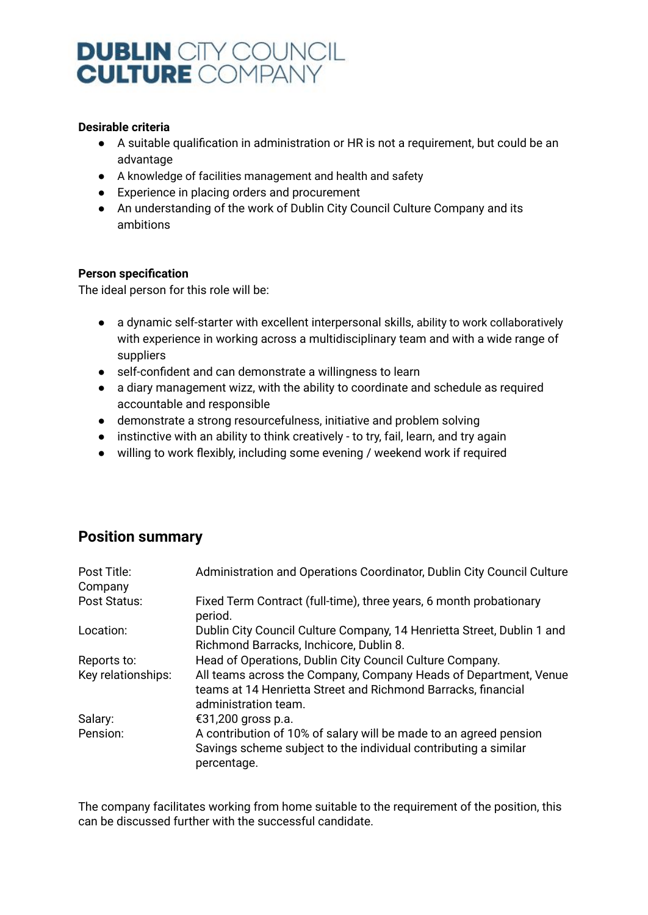**Desirable criteria**

- A suitable qualification in administration or HR is not a requirement, but could be an advantage
- A knowledge of facilities management and health and safety
- Experience in placing orders and procurement
- An understanding of the work of Dublin City Council Culture Company and its ambitions

**Person specification**

The ideal person for this role will be:

- a dynamic self-starter with excellent interpersonal skills, ability to work collaboratively with experience in working across a multidisciplinary team and with a wide range of suppliers
- self-confident and can demonstrate a willingness to learn
- a diary management wizz, with the ability to coordinate and schedule as required accountable and responsible
- demonstrate a strong resourcefulness, initiative and problem solving
- instinctive with an ability to think creatively - to try, fail, learn, and try again
- willing to work flexibly, including some evening / weekend work if required

## Position summary

| | |
|---|---|
| Post Title: | Administration and Operations Coordinator, Dublin City Council Culture Company |
| Post Status: | Fixed Term Contract (full-time), three years, 6 month probationary period. |
| Location: | Dublin City Council Culture Company, 14 Henrietta Street, Dublin 1 and Richmond Barracks, Inchicore, Dublin 8. |
| Reports to: | Head of Operations, Dublin City Council Culture Company. |
| Key relationships: | All teams across the Company, Company Heads of Department, Venue teams at 14 Henrietta Street and Richmond Barracks, financial administration team. |
| Salary: | €31,200 gross p.a. |
| Pension: | A contribution of 10% of salary will be made to an agreed pension Savings scheme subject to the individual contributing a similar percentage. |

The company facilitates working from home suitable to the requirement of the position, this can be discussed further with the successful candidate.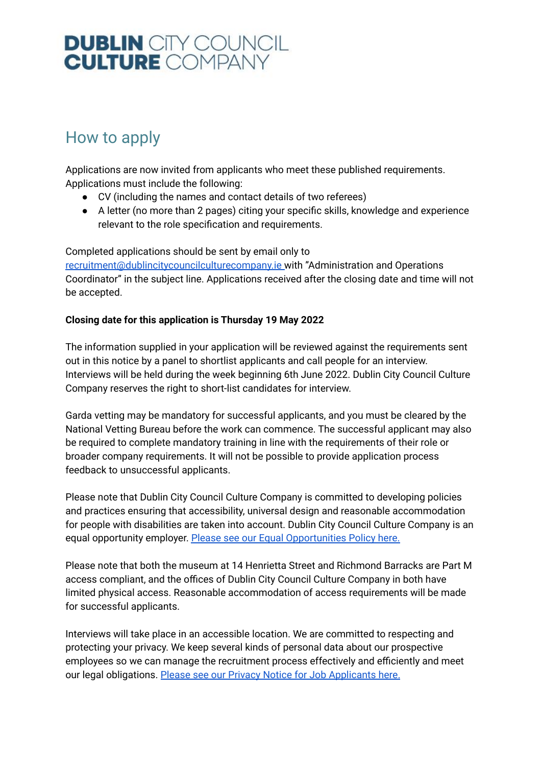# DUBLIN CITY COUNCIL CULTURE COMPANY

## How to apply

Applications are now invited from applicants who meet these published requirements. Applications must include the following:

- CV (including the names and contact details of two referees)
- A letter (no more than 2 pages) citing your specific skills, knowledge and experience relevant to the role specification and requirements.

Completed applications should be sent by email only to recruitment@dublincitycouncilculturecompany.ie with "Administration and Operations Coordinator" in the subject line. Applications received after the closing date and time will not be accepted.

**Closing date for this application is Thursday 19 May 2022**

The information supplied in your application will be reviewed against the requirements sent out in this notice by a panel to shortlist applicants and call people for an interview. Interviews will be held during the week beginning 6th June 2022. Dublin City Council Culture Company reserves the right to short-list candidates for interview.

Garda vetting may be mandatory for successful applicants, and you must be cleared by the National Vetting Bureau before the work can commence. The successful applicant may also be required to complete mandatory training in line with the requirements of their role or broader company requirements. It will not be possible to provide application process feedback to unsuccessful applicants.

Please note that Dublin City Council Culture Company is committed to developing policies and practices ensuring that accessibility, universal design and reasonable accommodation for people with disabilities are taken into account. Dublin City Council Culture Company is an equal opportunity employer. Please see our Equal Opportunities Policy here.

Please note that both the museum at 14 Henrietta Street and Richmond Barracks are Part M access compliant, and the offices of Dublin City Council Culture Company in both have limited physical access. Reasonable accommodation of access requirements will be made for successful applicants.

Interviews will take place in an accessible location. We are committed to respecting and protecting your privacy. We keep several kinds of personal data about our prospective employees so we can manage the recruitment process effectively and efficiently and meet our legal obligations. Please see our Privacy Notice for Job Applicants here.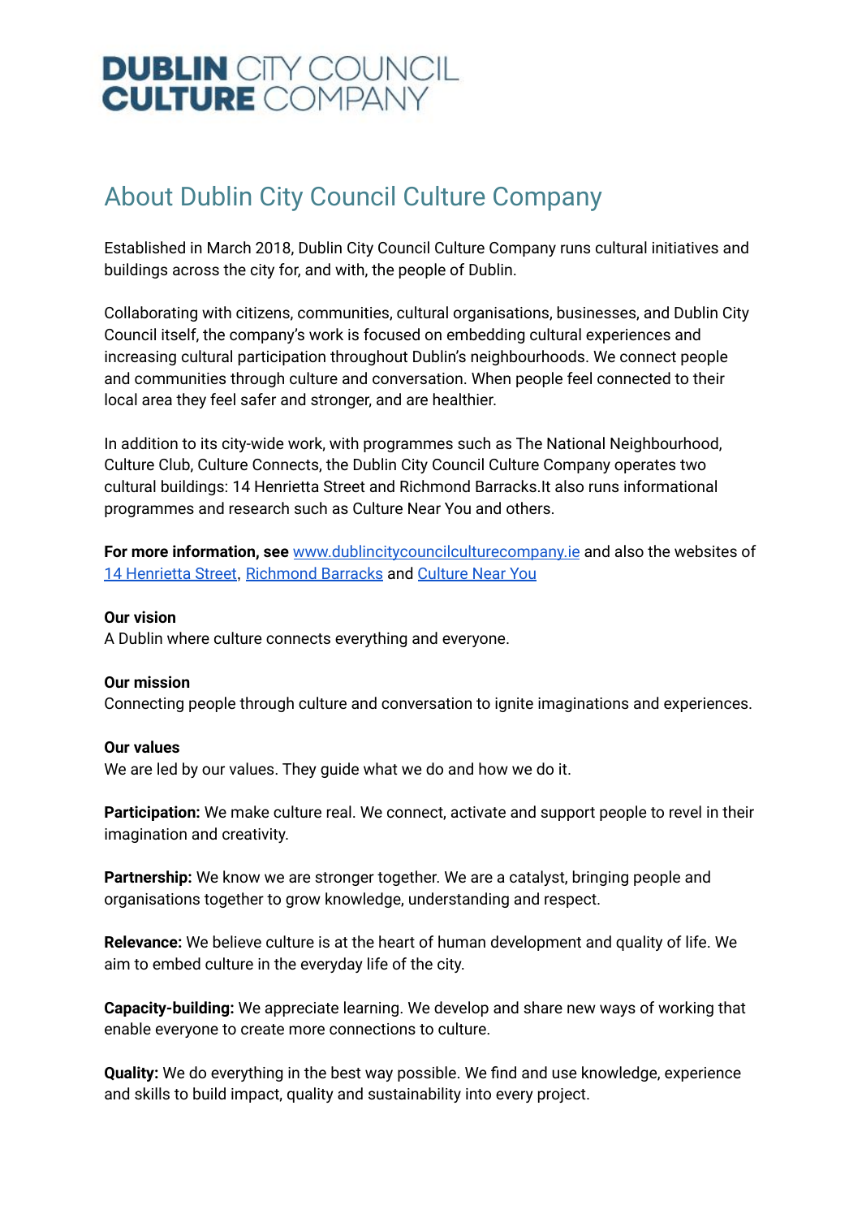# DUBLIN CITY COUNCIL CULTURE COMPANY

## About Dublin City Council Culture Company

Established in March 2018, Dublin City Council Culture Company runs cultural initiatives and buildings across the city for, and with, the people of Dublin.

Collaborating with citizens, communities, cultural organisations, businesses, and Dublin City Council itself, the company's work is focused on embedding cultural experiences and increasing cultural participation throughout Dublin's neighbourhoods. We connect people and communities through culture and conversation. When people feel connected to their local area they feel safer and stronger, and are healthier.

In addition to its city-wide work, with programmes such as The National Neighbourhood, Culture Club, Culture Connects, the Dublin City Council Culture Company operates two cultural buildings: 14 Henrietta Street and Richmond Barracks.It also runs informational programmes and research such as Culture Near You and others.

**For more information, see** [www.dublincitycouncilculturecompany.ie](www.dublincitycouncilculturecompany.ie) and also the websites of 14 Henrietta Street, Richmond Barracks and Culture Near You

**Our vision**
A Dublin where culture connects everything and everyone.

**Our mission**
Connecting people through culture and conversation to ignite imaginations and experiences.

**Our values**
We are led by our values. They guide what we do and how we do it.

**Participation:** We make culture real. We connect, activate and support people to revel in their imagination and creativity.

**Partnership:** We know we are stronger together. We are a catalyst, bringing people and organisations together to grow knowledge, understanding and respect.

**Relevance:** We believe culture is at the heart of human development and quality of life. We aim to embed culture in the everyday life of the city.

**Capacity-building:** We appreciate learning. We develop and share new ways of working that enable everyone to create more connections to culture.

**Quality:** We do everything in the best way possible. We find and use knowledge, experience and skills to build impact, quality and sustainability into every project.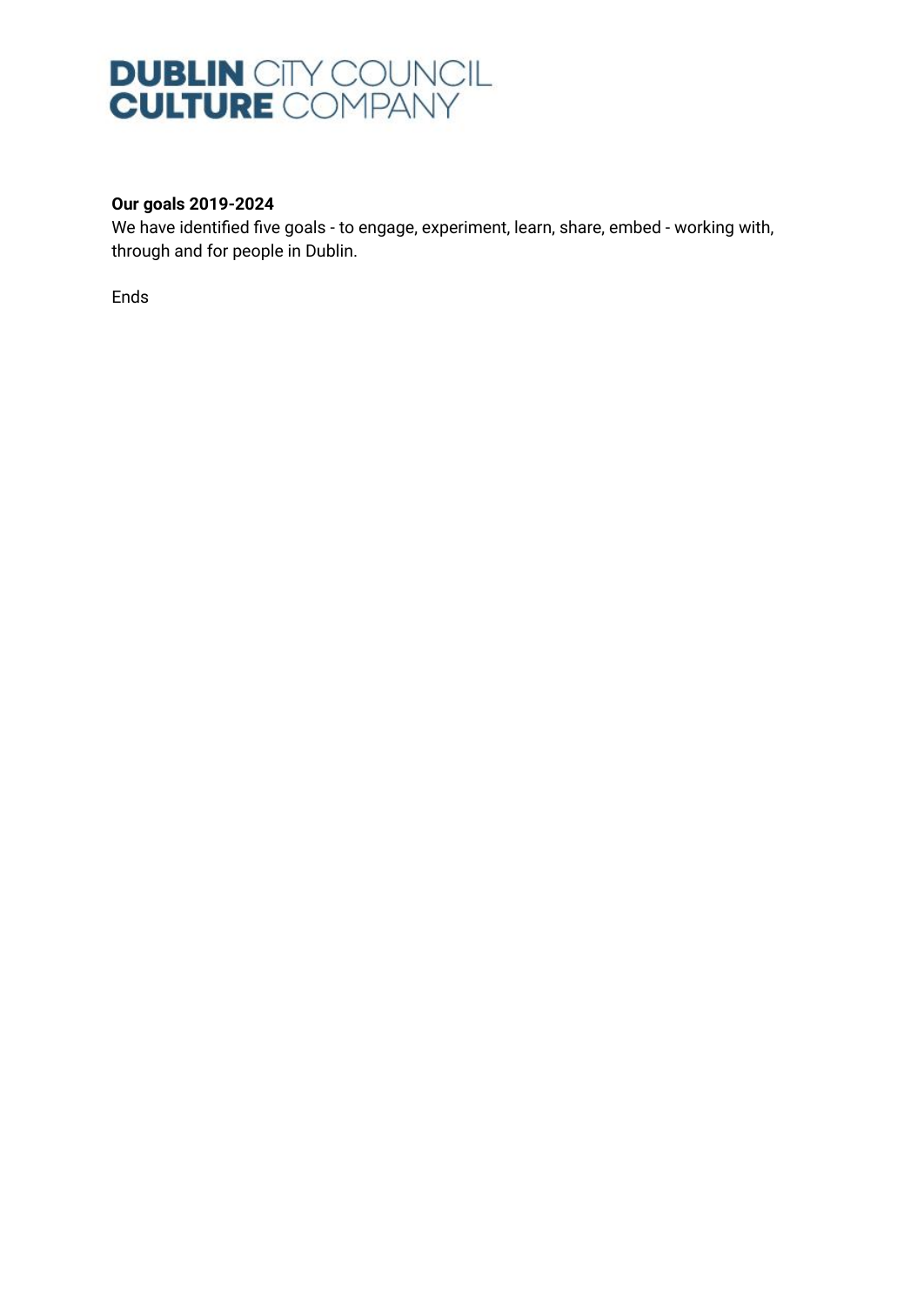DUBLIN CITY COUNCIL
CULTURE COMPANY

**Our goals 2019-2024**

We have identified five goals - to engage, experiment, learn, share, embed - working with, through and for people in Dublin.

Ends